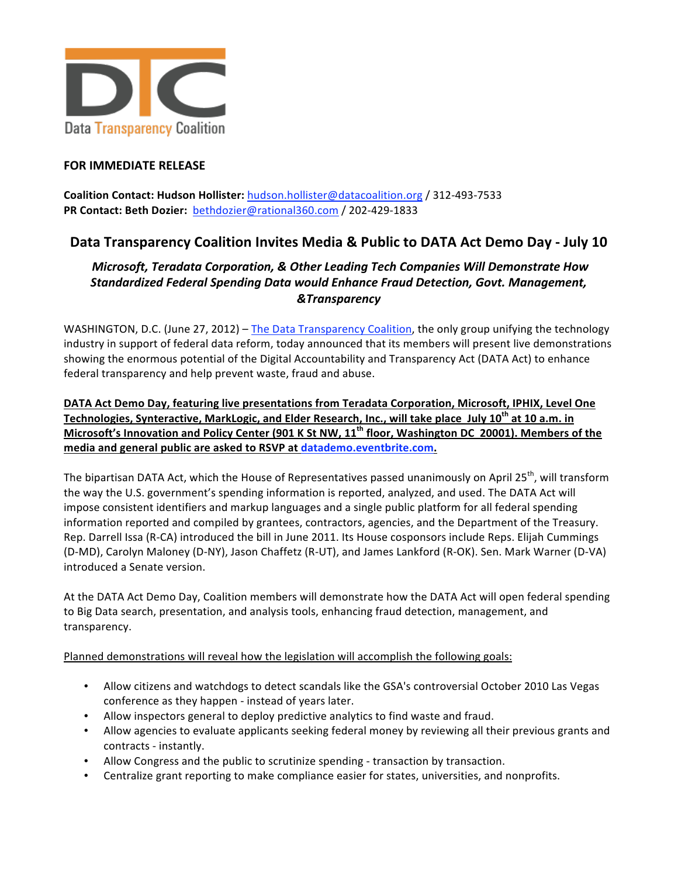Data Transparency Coalition

**FOR IMMEDIATE RELEASE**

**Coalition Contact: Hudson Hollister:** hudson.hollister@datacoalition.org / 312-493-7533
**PR Contact: Beth Dozier:** bethdozier@rational360.com / 202-429-1833

## Data Transparency Coalition Invites Media & Public to DATA Act Demo Day - July 10

### *Microsoft, Teradata Corporation, & Other Leading Tech Companies Will Demonstrate How Standardized Federal Spending Data would Enhance Fraud Detection, Govt. Management, &Transparency*

WASHINGTON, D.C. (June 27, 2012) – The Data Transparency Coalition, the only group unifying the technology industry in support of federal data reform, today announced that its members will present live demonstrations showing the enormous potential of the Digital Accountability and Transparency Act (DATA Act) to enhance federal transparency and help prevent waste, fraud and abuse.

**DATA Act Demo Day, featuring live presentations from Teradata Corporation, Microsoft, IPHIX, Level One Technologies, Synteractive, MarkLogic, and Elder Research, Inc., will take place July 10th at 10 a.m. in Microsoft's Innovation and Policy Center (901 K St NW, 11th floor, Washington DC 20001). Members of the media and general public are asked to RSVP at datademo.eventbrite.com.**

The bipartisan DATA Act, which the House of Representatives passed unanimously on April 25th, will transform the way the U.S. government's spending information is reported, analyzed, and used. The DATA Act will impose consistent identifiers and markup languages and a single public platform for all federal spending information reported and compiled by grantees, contractors, agencies, and the Department of the Treasury. Rep. Darrell Issa (R-CA) introduced the bill in June 2011. Its House cosponsors include Reps. Elijah Cummings (D-MD), Carolyn Maloney (D-NY), Jason Chaffetz (R-UT), and James Lankford (R-OK). Sen. Mark Warner (D-VA) introduced a Senate version.

At the DATA Act Demo Day, Coalition members will demonstrate how the DATA Act will open federal spending to Big Data search, presentation, and analysis tools, enhancing fraud detection, management, and transparency.

Planned demonstrations will reveal how the legislation will accomplish the following goals:

- Allow citizens and watchdogs to detect scandals like the GSA's controversial October 2010 Las Vegas conference as they happen - instead of years later.
- Allow inspectors general to deploy predictive analytics to find waste and fraud.
- Allow agencies to evaluate applicants seeking federal money by reviewing all their previous grants and contracts - instantly.
- Allow Congress and the public to scrutinize spending - transaction by transaction.
- Centralize grant reporting to make compliance easier for states, universities, and nonprofits.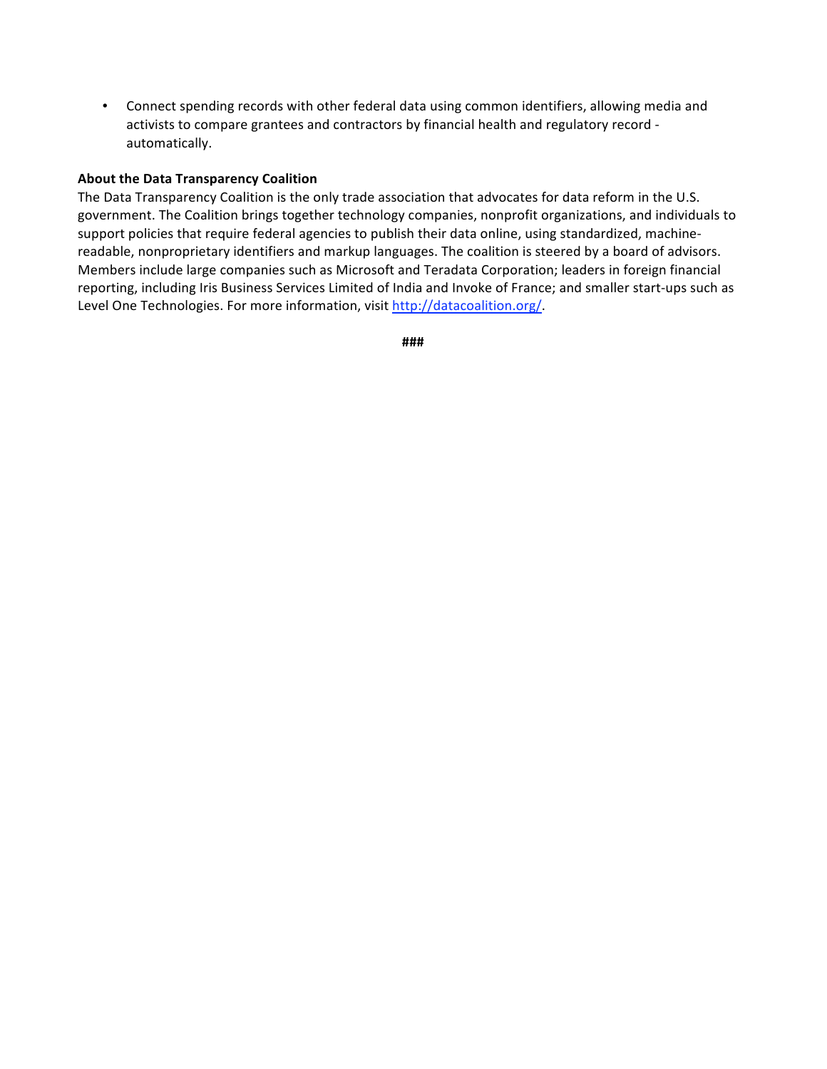- Connect spending records with other federal data using common identifiers, allowing media and activists to compare grantees and contractors by financial health and regulatory record - automatically.

**About the Data Transparency Coalition**

The Data Transparency Coalition is the only trade association that advocates for data reform in the U.S. government. The Coalition brings together technology companies, nonprofit organizations, and individuals to support policies that require federal agencies to publish their data online, using standardized, machine-readable, nonproprietary identifiers and markup languages. The coalition is steered by a board of advisors. Members include large companies such as Microsoft and Teradata Corporation; leaders in foreign financial reporting, including Iris Business Services Limited of India and Invoke of France; and smaller start-ups such as Level One Technologies. For more information, visit [http://datacoalition.org/](http://datacoalition.org/).

###